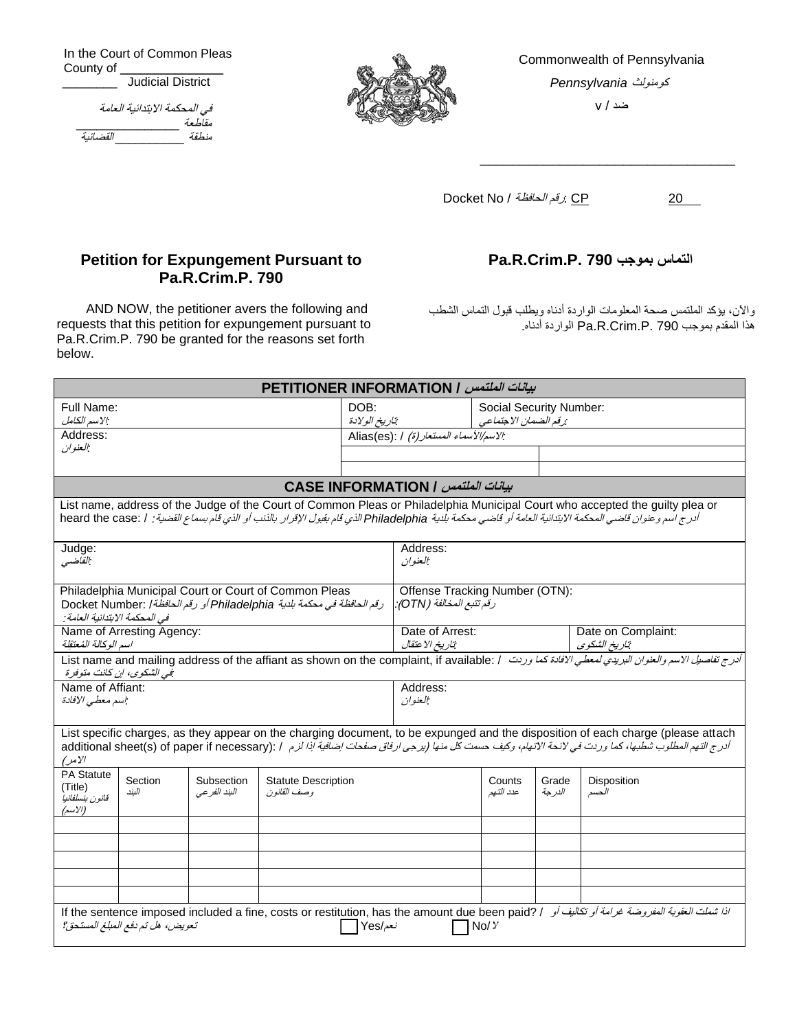In the Court of Common Pleas
County of ________________
________ Judicial District

في المحكمة الابتدائية العامة
مقاطعة ________________
منطقة __________ القضائية

Commonwealth of Pennsylvania

*Pennsylvania* كومنولث

v / ضد

_________________________________

Docket No / رقم الحافظة: CP 20

## Petition for Expungement Pursuant to Pa.R.Crim.P. 790

## التماس بموجب Pa.R.Crim.P. 790

AND NOW, the petitioner avers the following and requests that this petition for expungement pursuant to Pa.R.Crim.P. 790 be granted for the reasons set forth below.

والآن، يؤكد الملتمس صحة المعلومات الواردة أدناه ويطلب قبول التماس الشطب هذا المقدم بموجب Pa.R.Crim.P. 790 الواردة أدناه.

| **PETITIONER INFORMATION / بيانات الملتمس** | | |
|---|---|---|
| Full Name: الاسم الكامل: | DOB: تاريخ الولادة: | Social Security Number: رقم الضمان الاجتماعي: |
| Address: العنوان: | Alias(es): / الاسم/الأسماء المستعار(ة): | |
| | | |
| | | |

| **CASE INFORMATION / بيانات الملتمس** | | |
|---|---|---|
| List name, address of the Judge of the Court of Common Pleas or Philadelphia Municipal Court who accepted the guilty plea or heard the case: / أدرج اسم وعنوان قاضي المحكمة الابتدائية العامة أو قاضي محكمة بلدية Philadelphia الذي قام بقبول الإقرار بالذنب أو الذي قام بسماع القضية: | | |
| Judge: القاضي: | Address: العنوان: | |
| Philadelphia Municipal Court or Court of Common Pleas Docket Number: / رقم الحافظة في محكمة بلدية Philadelphia أو رقم الحافظة في المحكمة الابتدائية العامة: | Offense Tracking Number (OTN): رقم تتبع المخالفة (OTN): | |
| Name of Arresting Agency: اسم الوكالة المُعتقلة | Date of Arrest: تاريخ الاعتقال: | Date on Complaint: تاريخ الشكوى: |
| List name and mailing address of the affiant as shown on the complaint, if available: / أدرج تفاصيل الاسم والعنوان البريدي لمعطي الافادة كما وردت في الشكوى، إن كانت متوفرة: | | |
| Name of Affiant: اسم معطي الافادة: | Address: العنوان: | |

List specific charges, as they appear on the charging document, to be expunged and the disposition of each charge (please attach additional sheet(s) of paper if necessary): / أدرج التهم المطلوب شطبها، كما وردت في لائحة الاتهام، وكيف حسمت كل منها (يرجى ارفاق صفحات إضافية إذا لزم الامر)

| PA Statute (Title) قانون بنسلفانيا (الاسم) | Section البند | Subsection البند الفرعي | Statute Description وصف القانون | Counts عدد التهم | Grade الدرجة | Disposition الحسم |
|---|---|---|---|---|---|---|
| | | | | | | |
| | | | | | | |
| | | | | | | |
| | | | | | | |
| | | | | | | |

If the sentence imposed included a fine, costs or restitution, has the amount due been paid? / اذا شملت العقوبة المفروضة غرامة أو تكاليف أو تعويض، هل تم دفع المبلغ المستحق؟

☐ Yes/نعم ☐ No/لا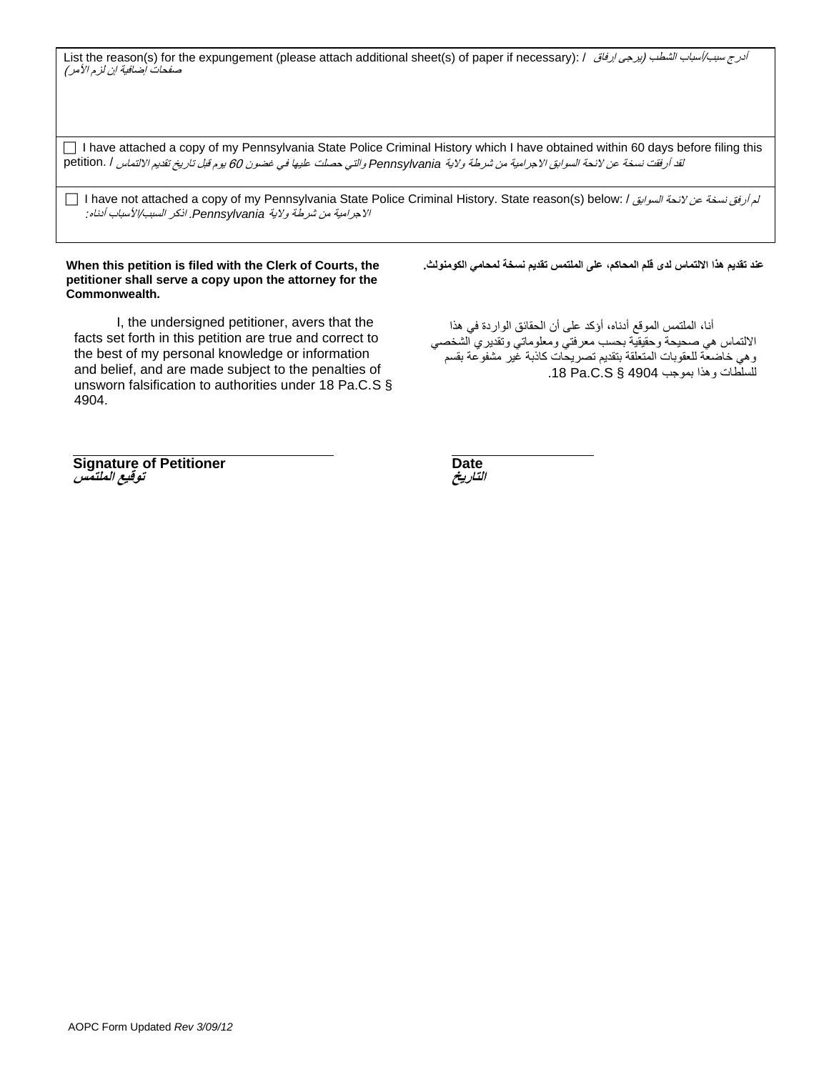List the reason(s) for the expungement (please attach additional sheet(s) of paper if necessary): / *أدرج سبب/أسباب الشطب (يرجى إرفاق صفحات إضافية إن لزم الأمر)*

☐ I have attached a copy of my Pennsylvania State Police Criminal History which I have obtained within 60 days before filing this petition. / *لقد أرفقت نسخة عن لائحة السوابق الاجرامية من شرطة ولاية Pennsylvania والتي حصلت عليها في غضون 60 يوم قبل تاريخ تقديم الالتماس*

☐ I have not attached a copy of my Pennsylvania State Police Criminal History. State reason(s) below: / *لم أرفق نسخة عن لائحة السوابق الاجرامية من شرطة ولاية Pennsylvania. اذكر السبب/الأسباب أدناه:*

**When this petition is filed with the Clerk of Courts, the petitioner shall serve a copy upon the attorney for the Commonwealth.**

**عند تقديم هذا الالتماس لدى قلم المحاكم، على الملتمس تقديم نسخة لمحامي الكومنولث.**

I, the undersigned petitioner, avers that the facts set forth in this petition are true and correct to the best of my personal knowledge or information and belief, and are made subject to the penalties of unsworn falsification to authorities under 18 Pa.C.S § 4904.

أنا، الملتمس الموقع أدناه، أؤكد على أن الحقائق الواردة في هذا الالتماس هي صحيحة وحقيقية بحسب معرفتي ومعلوماتي وتقديري الشخصي وهي خاضعة للعقوبات المتعلقة بتقديم تصريحات كاذبة غير مشفوعة بقسم للسلطات وهذا بموجب 18 Pa.C.S § 4904.

**Signature of Petitioner**
***توقيع الملتمس***

**Date**
***التاريخ***

AOPC Form Updated *Rev 3/09/12*